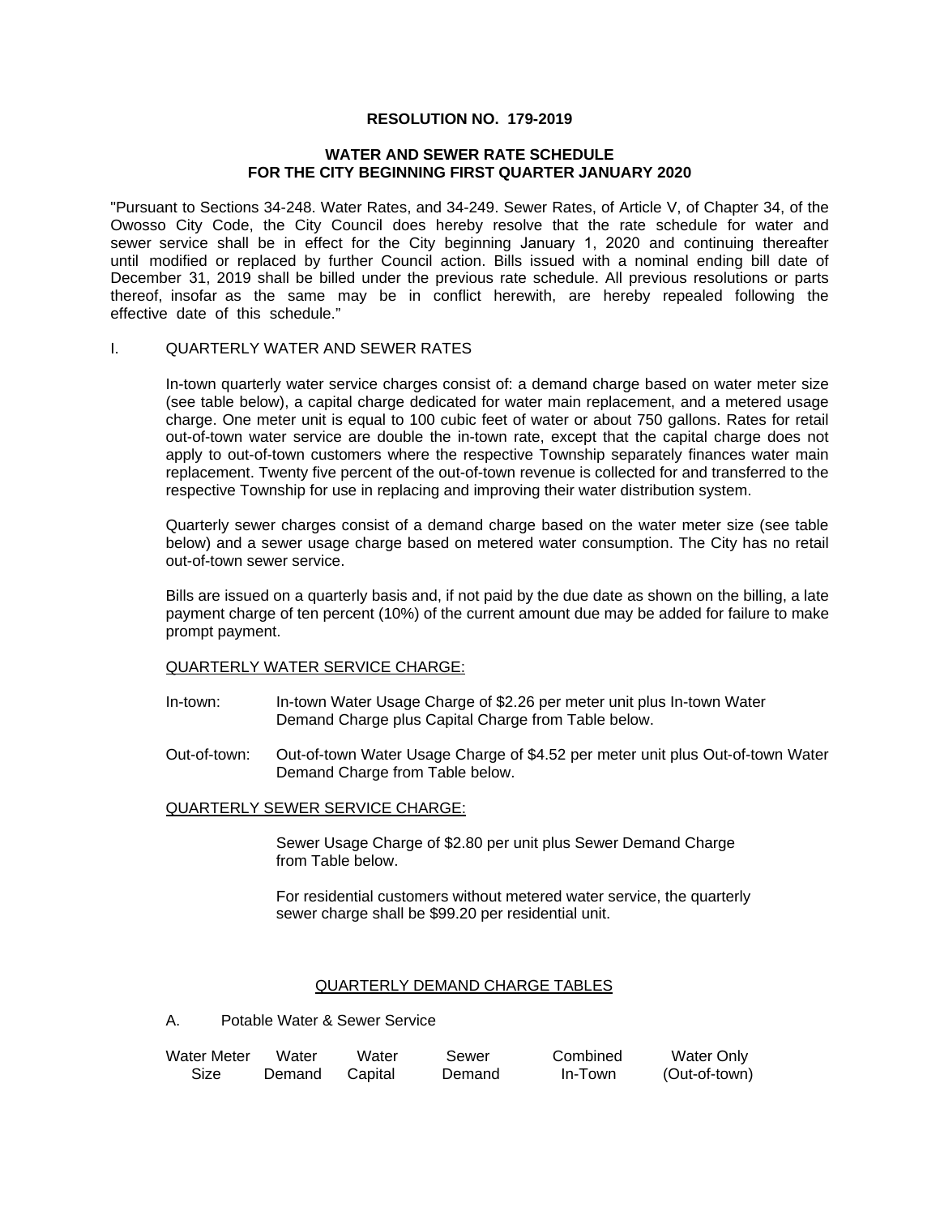**RESOLUTION NO. 179-2019**

**WATER AND SEWER RATE SCHEDULE**
**FOR THE CITY BEGINNING FIRST QUARTER JANUARY 2020**

"Pursuant to Sections 34-248. Water Rates, and 34-249. Sewer Rates, of Article V, of Chapter 34, of the Owosso City Code, the City Council does hereby resolve that the rate schedule for water and sewer service shall be in effect for the City beginning January 1, 2020 and continuing thereafter until modified or replaced by further Council action. Bills issued with a nominal ending bill date of December 31, 2019 shall be billed under the previous rate schedule. All previous resolutions or parts thereof, insofar as the same may be in conflict herewith, are hereby repealed following the effective date of this schedule."

I. QUARTERLY WATER AND SEWER RATES

In-town quarterly water service charges consist of: a demand charge based on water meter size (see table below), a capital charge dedicated for water main replacement, and a metered usage charge. One meter unit is equal to 100 cubic feet of water or about 750 gallons. Rates for retail out-of-town water service are double the in-town rate, except that the capital charge does not apply to out-of-town customers where the respective Township separately finances water main replacement. Twenty five percent of the out-of-town revenue is collected for and transferred to the respective Township for use in replacing and improving their water distribution system.

Quarterly sewer charges consist of a demand charge based on the water meter size (see table below) and a sewer usage charge based on metered water consumption. The City has no retail out-of-town sewer service.

Bills are issued on a quarterly basis and, if not paid by the due date as shown on the billing, a late payment charge of ten percent (10%) of the current amount due may be added for failure to make prompt payment.

QUARTERLY WATER SERVICE CHARGE:

In-town: In-town Water Usage Charge of $2.26 per meter unit plus In-town Water Demand Charge plus Capital Charge from Table below.

Out-of-town: Out-of-town Water Usage Charge of $4.52 per meter unit plus Out-of-town Water Demand Charge from Table below.

QUARTERLY SEWER SERVICE CHARGE:

Sewer Usage Charge of $2.80 per unit plus Sewer Demand Charge from Table below.

For residential customers without metered water service, the quarterly sewer charge shall be $99.20 per residential unit.

QUARTERLY DEMAND CHARGE TABLES

A. Potable Water & Sewer Service

| Water Meter Size | Water Demand | Water Capital | Sewer Demand | Combined In-Town | Water Only (Out-of-town) |
|---|---|---|---|---|---|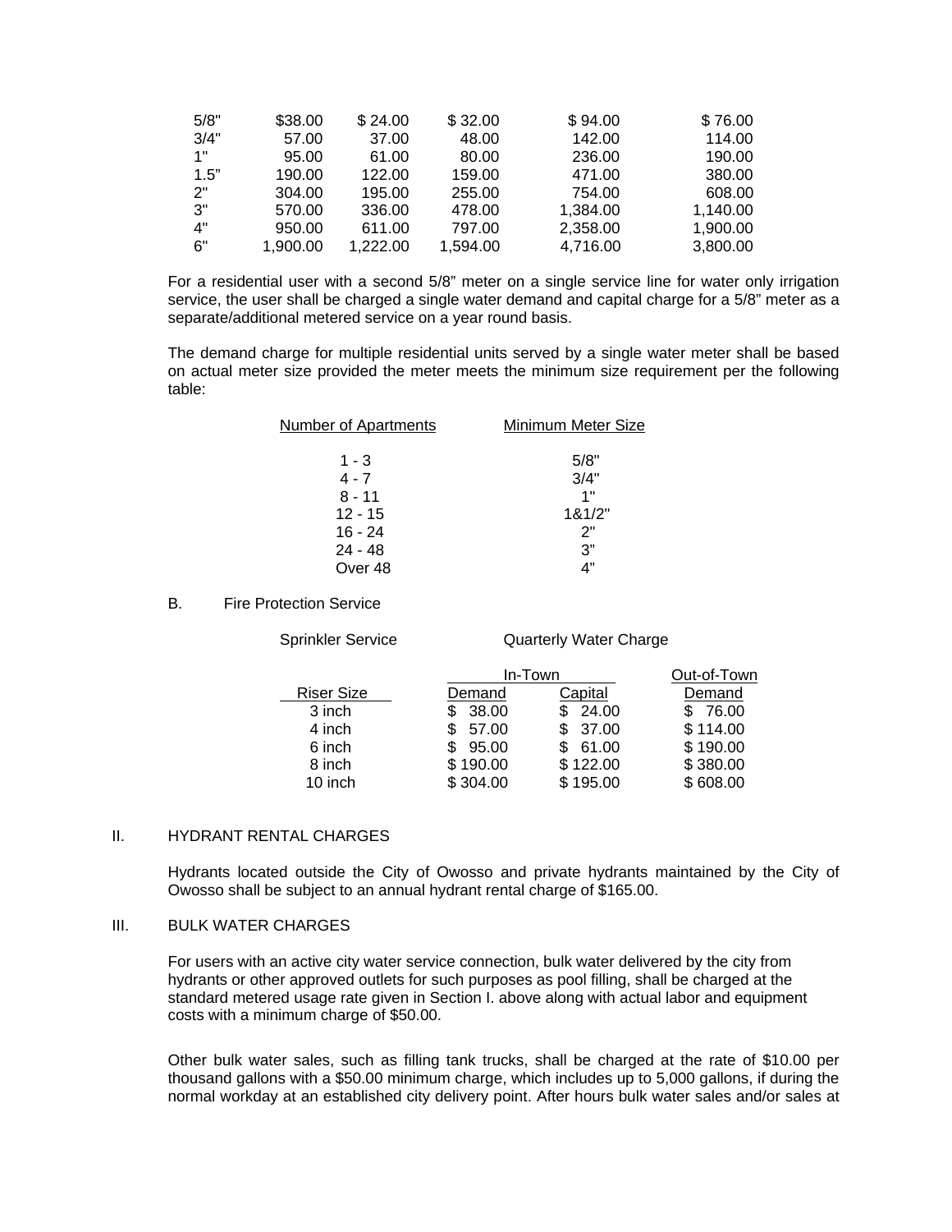| | | | | | |
|---|---|---|---|---|---|
| 5/8" | $38.00 | $ 24.00 | $ 32.00 | $ 94.00 | $ 76.00 |
| 3/4" | 57.00 | 37.00 | 48.00 | 142.00 | 114.00 |
| 1" | 95.00 | 61.00 | 80.00 | 236.00 | 190.00 |
| 1.5" | 190.00 | 122.00 | 159.00 | 471.00 | 380.00 |
| 2" | 304.00 | 195.00 | 255.00 | 754.00 | 608.00 |
| 3" | 570.00 | 336.00 | 478.00 | 1,384.00 | 1,140.00 |
| 4" | 950.00 | 611.00 | 797.00 | 2,358.00 | 1,900.00 |
| 6" | 1,900.00 | 1,222.00 | 1,594.00 | 4,716.00 | 3,800.00 |

For a residential user with a second 5/8" meter on a single service line for water only irrigation service, the user shall be charged a single water demand and capital charge for a 5/8" meter as a separate/additional metered service on a year round basis.

The demand charge for multiple residential units served by a single water meter shall be based on actual meter size provided the meter meets the minimum size requirement per the following table:

| Number of Apartments | Minimum Meter Size |
|---|---|
| 1 - 3 | 5/8" |
| 4 - 7 | 3/4" |
| 8 - 11 | 1" |
| 12 - 15 | 1&1/2" |
| 16 - 24 | 2" |
| 24 - 48 | 3" |
| Over 48 | 4" |

B. Fire Protection Service

Sprinkler Service — Quarterly Water Charge

| | In-Town | | Out-of-Town |
|---|---|---|---|
| Riser Size | Demand | Capital | Demand |
| 3 inch | $ 38.00 | $ 24.00 | $ 76.00 |
| 4 inch | $ 57.00 | $ 37.00 | $ 114.00 |
| 6 inch | $ 95.00 | $ 61.00 | $ 190.00 |
| 8 inch | $ 190.00 | $ 122.00 | $ 380.00 |
| 10 inch | $ 304.00 | $ 195.00 | $ 608.00 |

II. HYDRANT RENTAL CHARGES

Hydrants located outside the City of Owosso and private hydrants maintained by the City of Owosso shall be subject to an annual hydrant rental charge of $165.00.

III. BULK WATER CHARGES

For users with an active city water service connection, bulk water delivered by the city from hydrants or other approved outlets for such purposes as pool filling, shall be charged at the standard metered usage rate given in Section I. above along with actual labor and equipment costs with a minimum charge of $50.00.

Other bulk water sales, such as filling tank trucks, shall be charged at the rate of $10.00 per thousand gallons with a $50.00 minimum charge, which includes up to 5,000 gallons, if during the normal workday at an established city delivery point. After hours bulk water sales and/or sales at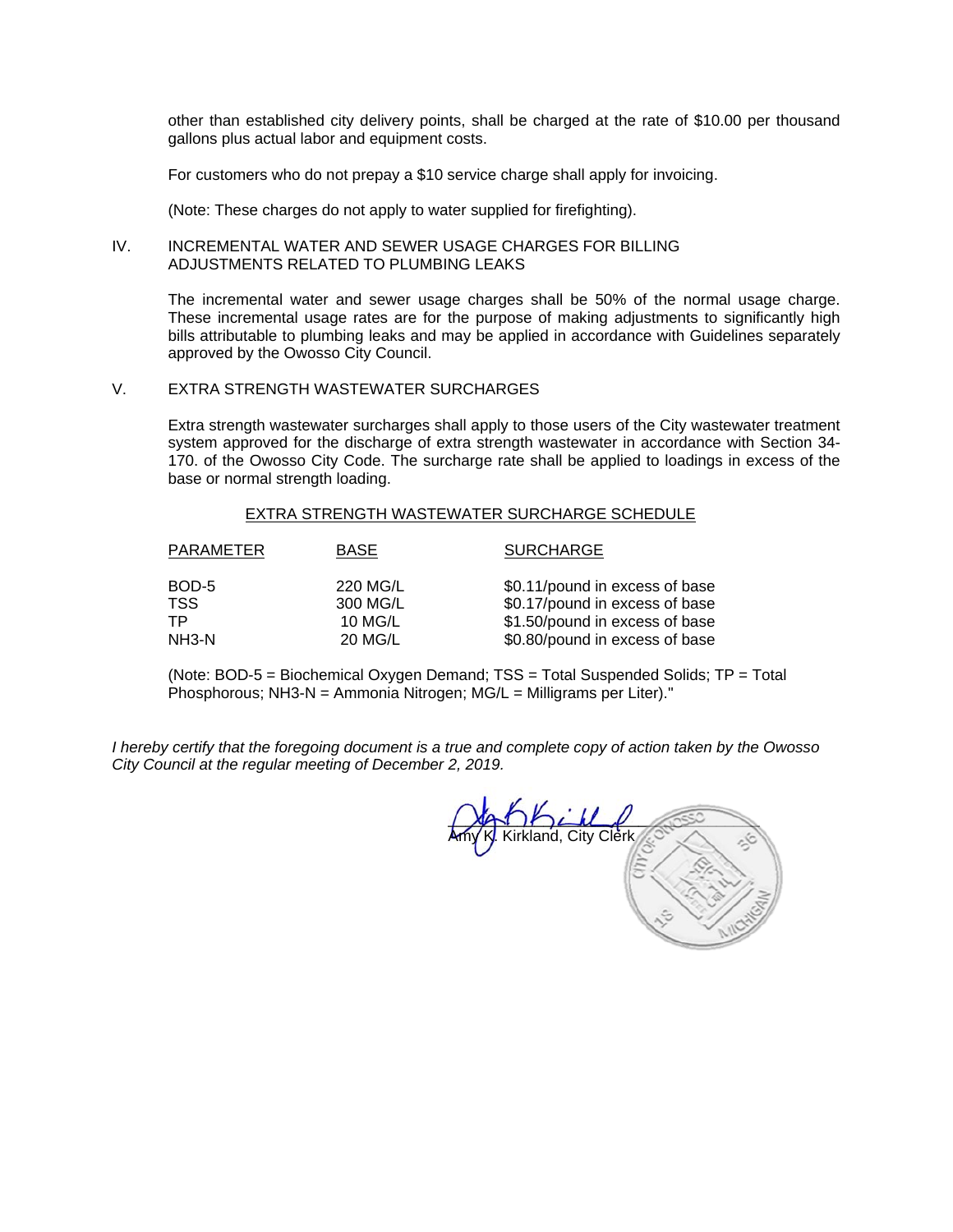other than established city delivery points, shall be charged at the rate of $10.00 per thousand gallons plus actual labor and equipment costs.

For customers who do not prepay a $10 service charge shall apply for invoicing.

(Note: These charges do not apply to water supplied for firefighting).

IV. INCREMENTAL WATER AND SEWER USAGE CHARGES FOR BILLING ADJUSTMENTS RELATED TO PLUMBING LEAKS

The incremental water and sewer usage charges shall be 50% of the normal usage charge. These incremental usage rates are for the purpose of making adjustments to significantly high bills attributable to plumbing leaks and may be applied in accordance with Guidelines separately approved by the Owosso City Council.

V. EXTRA STRENGTH WASTEWATER SURCHARGES

Extra strength wastewater surcharges shall apply to those users of the City wastewater treatment system approved for the discharge of extra strength wastewater in accordance with Section 34-170. of the Owosso City Code. The surcharge rate shall be applied to loadings in excess of the base or normal strength loading.

EXTRA STRENGTH WASTEWATER SURCHARGE SCHEDULE

| PARAMETER | BASE | SURCHARGE |
| --- | --- | --- |
| BOD-5 | 220 MG/L | $0.11/pound in excess of base |
| TSS | 300 MG/L | $0.17/pound in excess of base |
| TP | 10 MG/L | $1.50/pound in excess of base |
| NH3-N | 20 MG/L | $0.80/pound in excess of base |

(Note: BOD-5 = Biochemical Oxygen Demand; TSS = Total Suspended Solids; TP = Total Phosphorous; NH3-N = Ammonia Nitrogen; MG/L = Milligrams per Liter)."

*I hereby certify that the foregoing document is a true and complete copy of action taken by the Owosso City Council at the regular meeting of December 2, 2019.*

Amy K. Kirkland, City Clerk